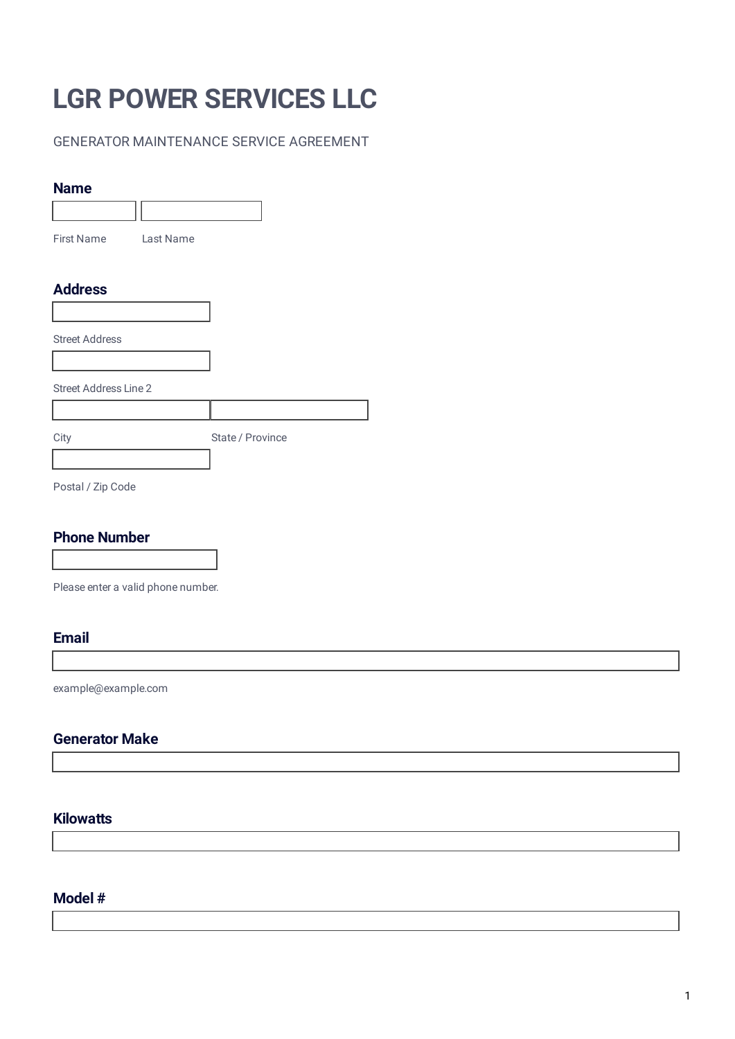# LGR POWER SERVICES LLC

GENERATOR MAINTENANCE SERVICE AGREEMENT

## Name

First Name

Last Name

## Address

Street Address

Street Address Line 2

City

State / Province

Postal / Zip Code

## Phone Number

Please enter a valid phone number.

## Email

example@example.com

## Generator Make

## Kilowatts

## Model #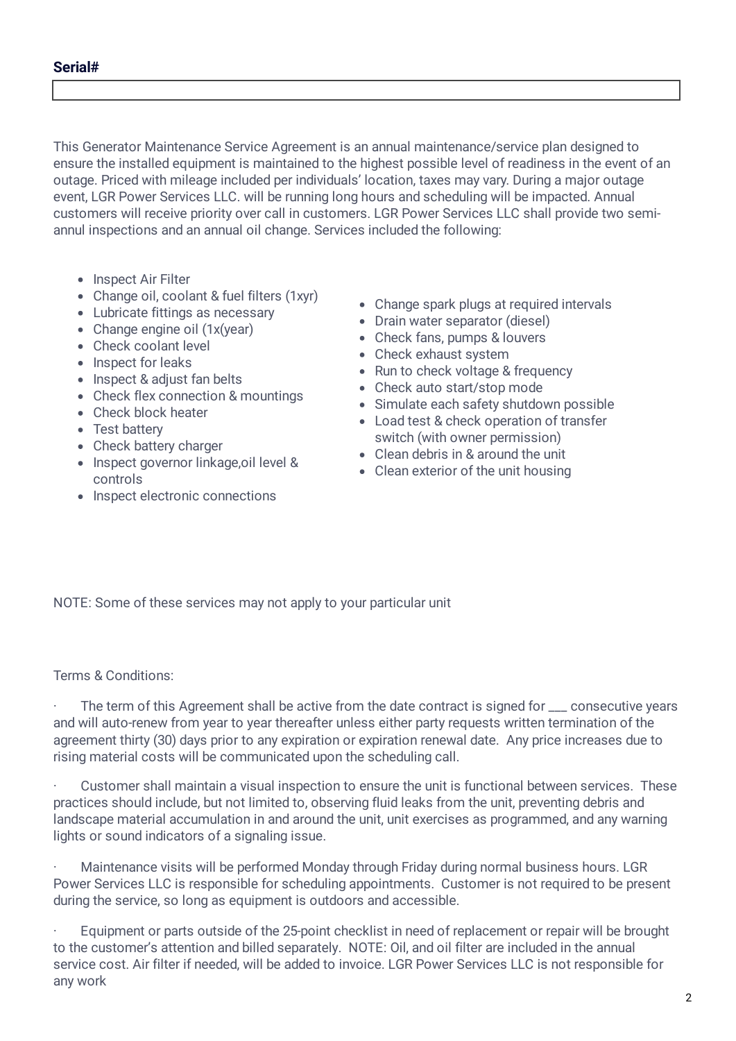**Serial#**

| |
|---|

This Generator Maintenance Service Agreement is an annual maintenance/service plan designed to ensure the installed equipment is maintained to the highest possible level of readiness in the event of an outage. Priced with mileage included per individuals' location, taxes may vary. During a major outage event, LGR Power Services LLC. will be running long hours and scheduling will be impacted. Annual customers will receive priority over call in customers. LGR Power Services LLC shall provide two semi-annul inspections and an annual oil change. Services included the following:

- Inspect Air Filter
- Change oil, coolant & fuel filters (1xyr)
- Lubricate fittings as necessary
- Change engine oil (1x(year)
- Check coolant level
- Inspect for leaks
- Inspect & adjust fan belts
- Check flex connection & mountings
- Check block heater
- Test battery
- Check battery charger
- Inspect governor linkage,oil level & controls
- Inspect electronic connections
- Change spark plugs at required intervals
- Drain water separator (diesel)
- Check fans, pumps & louvers
- Check exhaust system
- Run to check voltage & frequency
- Check auto start/stop mode
- Simulate each safety shutdown possible
- Load test & check operation of transfer switch (with owner permission)
- Clean debris in & around the unit
- Clean exterior of the unit housing

NOTE: Some of these services may not apply to your particular unit

Terms & Conditions:

· The term of this Agreement shall be active from the date contract is signed for ___ consecutive years and will auto-renew from year to year thereafter unless either party requests written termination of the agreement thirty (30) days prior to any expiration or expiration renewal date. Any price increases due to rising material costs will be communicated upon the scheduling call.

· Customer shall maintain a visual inspection to ensure the unit is functional between services. These practices should include, but not limited to, observing fluid leaks from the unit, preventing debris and landscape material accumulation in and around the unit, unit exercises as programmed, and any warning lights or sound indicators of a signaling issue.

· Maintenance visits will be performed Monday through Friday during normal business hours. LGR Power Services LLC is responsible for scheduling appointments. Customer is not required to be present during the service, so long as equipment is outdoors and accessible.

· Equipment or parts outside of the 25-point checklist in need of replacement or repair will be brought to the customer's attention and billed separately. NOTE: Oil, and oil filter are included in the annual service cost. Air filter if needed, will be added to invoice. LGR Power Services LLC is not responsible for any work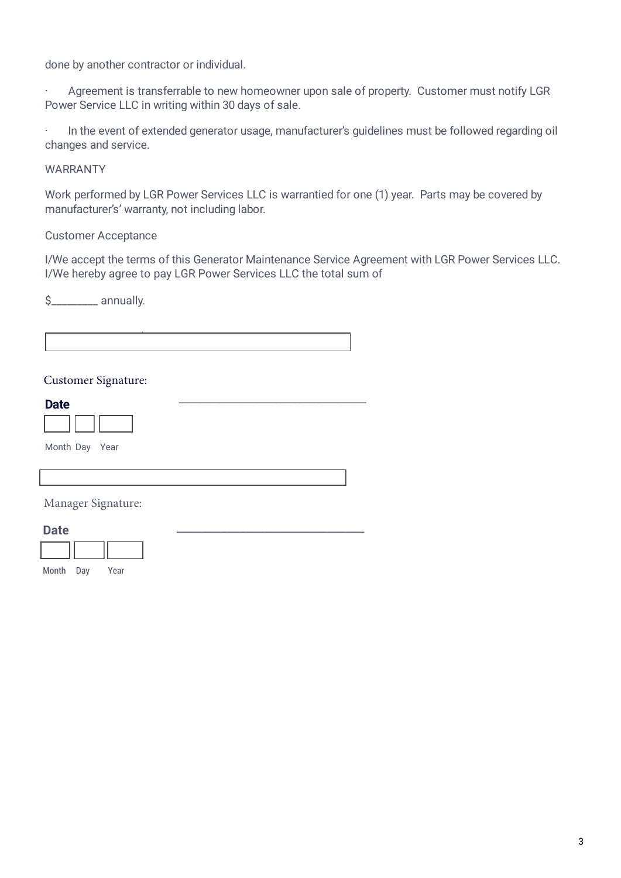done by another contractor or individual.

· Agreement is transferrable to new homeowner upon sale of property. Customer must notify LGR Power Service LLC in writing within 30 days of sale.

· In the event of extended generator usage, manufacturer's guidelines must be followed regarding oil changes and service.

WARRANTY

Work performed by LGR Power Services LLC is warrantied for one (1) year. Parts may be covered by manufacturer's' warranty, not including labor.

Customer Acceptance

I/We accept the terms of this Generator Maintenance Service Agreement with LGR Power Services LLC. I/We hereby agree to pay LGR Power Services LLC the total sum of

$________ annually.

Customer Signature: ______________________________

**Date**

Month Day Year

Manager Signature: ______________________________

**Date**

Month Day Year